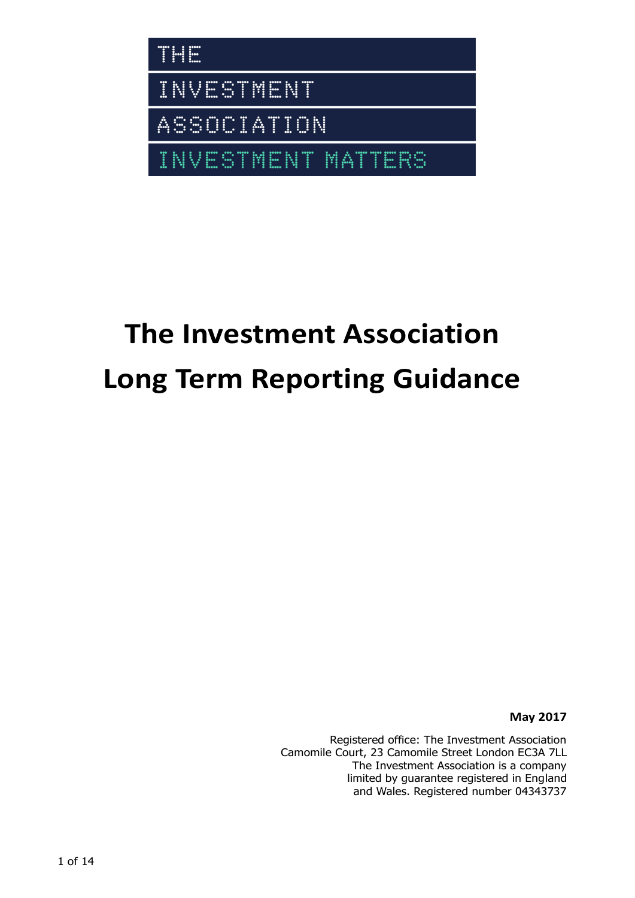THE
INVESTMENT
ASSOCIATION
INVESTMENT MATTERS

# The Investment Association Long Term Reporting Guidance

**May 2017**

Registered office: The Investment Association
Camomile Court, 23 Camomile Street London EC3A 7LL
The Investment Association is a company
limited by guarantee registered in England
and Wales. Registered number 04343737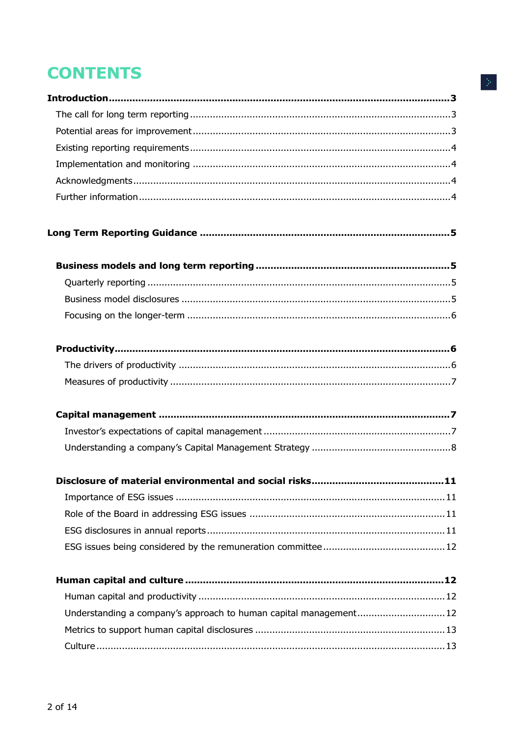# CONTENTS

**Introduction** .................................................. **3**

- The call for long term reporting .................................................. 3
- Potential areas for improvement .................................................. 3
- Existing reporting requirements .................................................. 4
- Implementation and monitoring .................................................. 4
- Acknowledgments .................................................. 4
- Further information .................................................. 4

**Long Term Reporting Guidance** .................................................. **5**

**Business models and long term reporting** .................................................. **5**

- Quarterly reporting .................................................. 5
- Business model disclosures .................................................. 5
- Focusing on the longer-term .................................................. 6

**Productivity** .................................................. **6**

- The drivers of productivity .................................................. 6
- Measures of productivity .................................................. 7

**Capital management** .................................................. **7**

- Investor's expectations of capital management .................................................. 7
- Understanding a company's Capital Management Strategy .................................................. 8

**Disclosure of material environmental and social risks** .................................................. **11**

- Importance of ESG issues .................................................. 11
- Role of the Board in addressing ESG issues .................................................. 11
- ESG disclosures in annual reports .................................................. 11
- ESG issues being considered by the remuneration committee .................................................. 12

**Human capital and culture** .................................................. **12**

- Human capital and productivity .................................................. 12
- Understanding a company's approach to human capital management .................................................. 12
- Metrics to support human capital disclosures .................................................. 13
- Culture .................................................. 13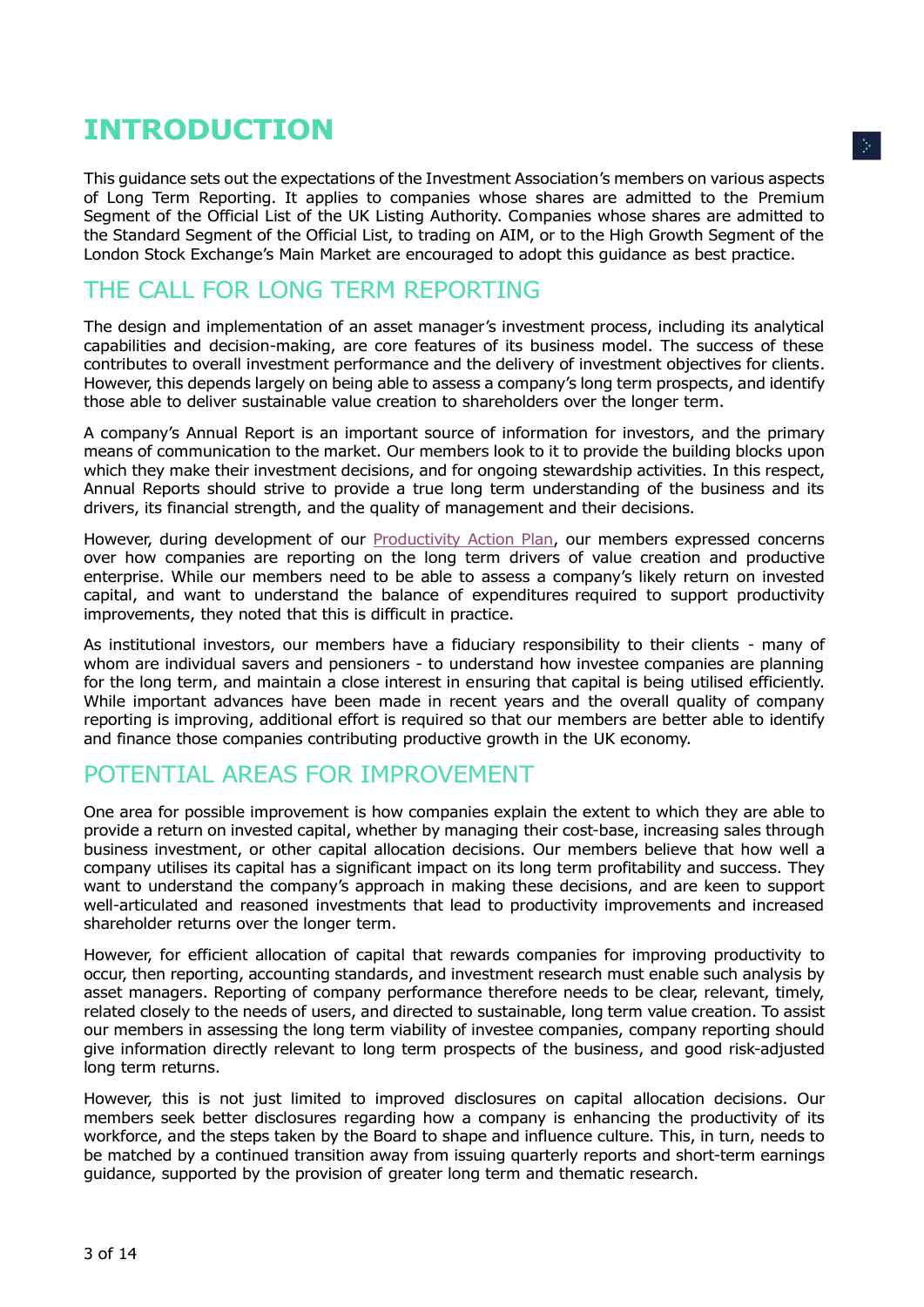# INTRODUCTION

This guidance sets out the expectations of the Investment Association's members on various aspects of Long Term Reporting. It applies to companies whose shares are admitted to the Premium Segment of the Official List of the UK Listing Authority. Companies whose shares are admitted to the Standard Segment of the Official List, to trading on AIM, or to the High Growth Segment of the London Stock Exchange's Main Market are encouraged to adopt this guidance as best practice.

## THE CALL FOR LONG TERM REPORTING

The design and implementation of an asset manager's investment process, including its analytical capabilities and decision-making, are core features of its business model. The success of these contributes to overall investment performance and the delivery of investment objectives for clients. However, this depends largely on being able to assess a company's long term prospects, and identify those able to deliver sustainable value creation to shareholders over the longer term.

A company's Annual Report is an important source of information for investors, and the primary means of communication to the market. Our members look to it to provide the building blocks upon which they make their investment decisions, and for ongoing stewardship activities. In this respect, Annual Reports should strive to provide a true long term understanding of the business and its drivers, its financial strength, and the quality of management and their decisions.

However, during development of our Productivity Action Plan, our members expressed concerns over how companies are reporting on the long term drivers of value creation and productive enterprise. While our members need to be able to assess a company's likely return on invested capital, and want to understand the balance of expenditures required to support productivity improvements, they noted that this is difficult in practice.

As institutional investors, our members have a fiduciary responsibility to their clients - many of whom are individual savers and pensioners - to understand how investee companies are planning for the long term, and maintain a close interest in ensuring that capital is being utilised efficiently. While important advances have been made in recent years and the overall quality of company reporting is improving, additional effort is required so that our members are better able to identify and finance those companies contributing productive growth in the UK economy.

## POTENTIAL AREAS FOR IMPROVEMENT

One area for possible improvement is how companies explain the extent to which they are able to provide a return on invested capital, whether by managing their cost-base, increasing sales through business investment, or other capital allocation decisions. Our members believe that how well a company utilises its capital has a significant impact on its long term profitability and success. They want to understand the company's approach in making these decisions, and are keen to support well-articulated and reasoned investments that lead to productivity improvements and increased shareholder returns over the longer term.

However, for efficient allocation of capital that rewards companies for improving productivity to occur, then reporting, accounting standards, and investment research must enable such analysis by asset managers. Reporting of company performance therefore needs to be clear, relevant, timely, related closely to the needs of users, and directed to sustainable, long term value creation. To assist our members in assessing the long term viability of investee companies, company reporting should give information directly relevant to long term prospects of the business, and good risk-adjusted long term returns.

However, this is not just limited to improved disclosures on capital allocation decisions. Our members seek better disclosures regarding how a company is enhancing the productivity of its workforce, and the steps taken by the Board to shape and influence culture. This, in turn, needs to be matched by a continued transition away from issuing quarterly reports and short-term earnings guidance, supported by the provision of greater long term and thematic research.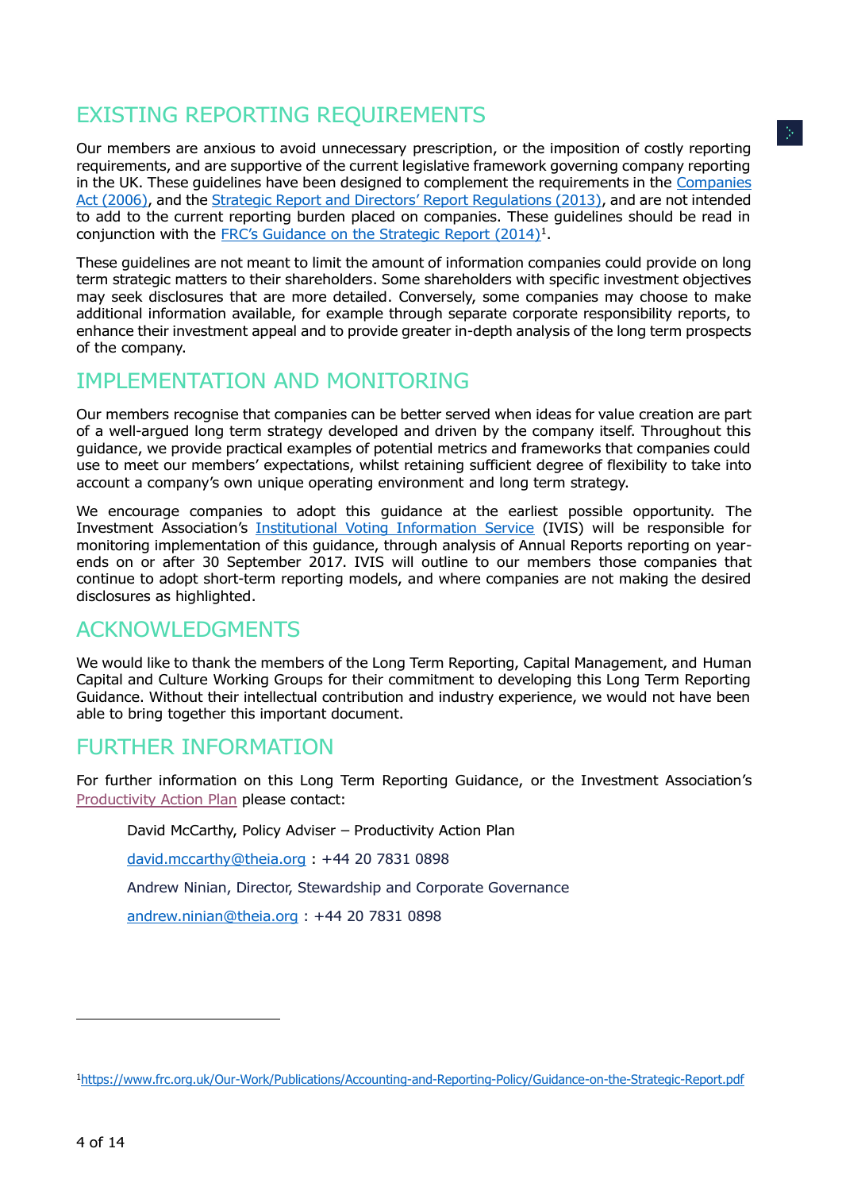## EXISTING REPORTING REQUIREMENTS

Our members are anxious to avoid unnecessary prescription, or the imposition of costly reporting requirements, and are supportive of the current legislative framework governing company reporting in the UK. These guidelines have been designed to complement the requirements in the Companies Act (2006), and the Strategic Report and Directors' Report Regulations (2013), and are not intended to add to the current reporting burden placed on companies. These guidelines should be read in conjunction with the FRC's Guidance on the Strategic Report (2014)[1].

These guidelines are not meant to limit the amount of information companies could provide on long term strategic matters to their shareholders. Some shareholders with specific investment objectives may seek disclosures that are more detailed. Conversely, some companies may choose to make additional information available, for example through separate corporate responsibility reports, to enhance their investment appeal and to provide greater in-depth analysis of the long term prospects of the company.

## IMPLEMENTATION AND MONITORING

Our members recognise that companies can be better served when ideas for value creation are part of a well-argued long term strategy developed and driven by the company itself. Throughout this guidance, we provide practical examples of potential metrics and frameworks that companies could use to meet our members' expectations, whilst retaining sufficient degree of flexibility to take into account a company's own unique operating environment and long term strategy.

We encourage companies to adopt this guidance at the earliest possible opportunity. The Investment Association's Institutional Voting Information Service (IVIS) will be responsible for monitoring implementation of this guidance, through analysis of Annual Reports reporting on year-ends on or after 30 September 2017. IVIS will outline to our members those companies that continue to adopt short-term reporting models, and where companies are not making the desired disclosures as highlighted.

## ACKNOWLEDGMENTS

We would like to thank the members of the Long Term Reporting, Capital Management, and Human Capital and Culture Working Groups for their commitment to developing this Long Term Reporting Guidance. Without their intellectual contribution and industry experience, we would not have been able to bring together this important document.

## FURTHER INFORMATION

For further information on this Long Term Reporting Guidance, or the Investment Association's Productivity Action Plan please contact:

David McCarthy, Policy Adviser – Productivity Action Plan

david.mccarthy@theia.org : +44 20 7831 0898

Andrew Ninian, Director, Stewardship and Corporate Governance

andrew.ninian@theia.org : +44 20 7831 0898

---

[1] https://www.frc.org.uk/Our-Work/Publications/Accounting-and-Reporting-Policy/Guidance-on-the-Strategic-Report.pdf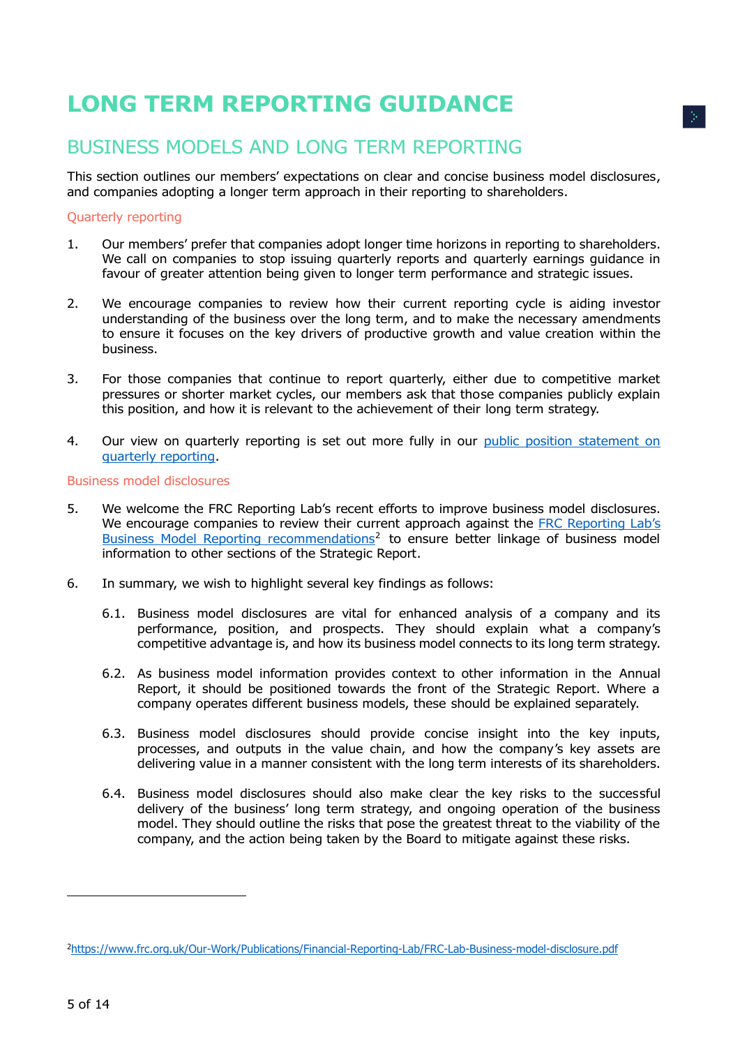# LONG TERM REPORTING GUIDANCE

## BUSINESS MODELS AND LONG TERM REPORTING

This section outlines our members' expectations on clear and concise business model disclosures, and companies adopting a longer term approach in their reporting to shareholders.

### Quarterly reporting

1. Our members' prefer that companies adopt longer time horizons in reporting to shareholders. We call on companies to stop issuing quarterly reports and quarterly earnings guidance in favour of greater attention being given to longer term performance and strategic issues.

2. We encourage companies to review how their current reporting cycle is aiding investor understanding of the business over the long term, and to make the necessary amendments to ensure it focuses on the key drivers of productive growth and value creation within the business.

3. For those companies that continue to report quarterly, either due to competitive market pressures or shorter market cycles, our members ask that those companies publicly explain this position, and how it is relevant to the achievement of their long term strategy.

4. Our view on quarterly reporting is set out more fully in our public position statement on quarterly reporting.

### Business model disclosures

5. We welcome the FRC Reporting Lab's recent efforts to improve business model disclosures. We encourage companies to review their current approach against the FRC Reporting Lab's Business Model Reporting recommendations[2] to ensure better linkage of business model information to other sections of the Strategic Report.

6. In summary, we wish to highlight several key findings as follows:

   6.1. Business model disclosures are vital for enhanced analysis of a company and its performance, position, and prospects. They should explain what a company's competitive advantage is, and how its business model connects to its long term strategy.

   6.2. As business model information provides context to other information in the Annual Report, it should be positioned towards the front of the Strategic Report. Where a company operates different business models, these should be explained separately.

   6.3. Business model disclosures should provide concise insight into the key inputs, processes, and outputs in the value chain, and how the company's key assets are delivering value in a manner consistent with the long term interests of its shareholders.

   6.4. Business model disclosures should also make clear the key risks to the successful delivery of the business' long term strategy, and ongoing operation of the business model. They should outline the risks that pose the greatest threat to the viability of the company, and the action being taken by the Board to mitigate against these risks.

---

[2] https://www.frc.org.uk/Our-Work/Publications/Financial-Reporting-Lab/FRC-Lab-Business-model-disclosure.pdf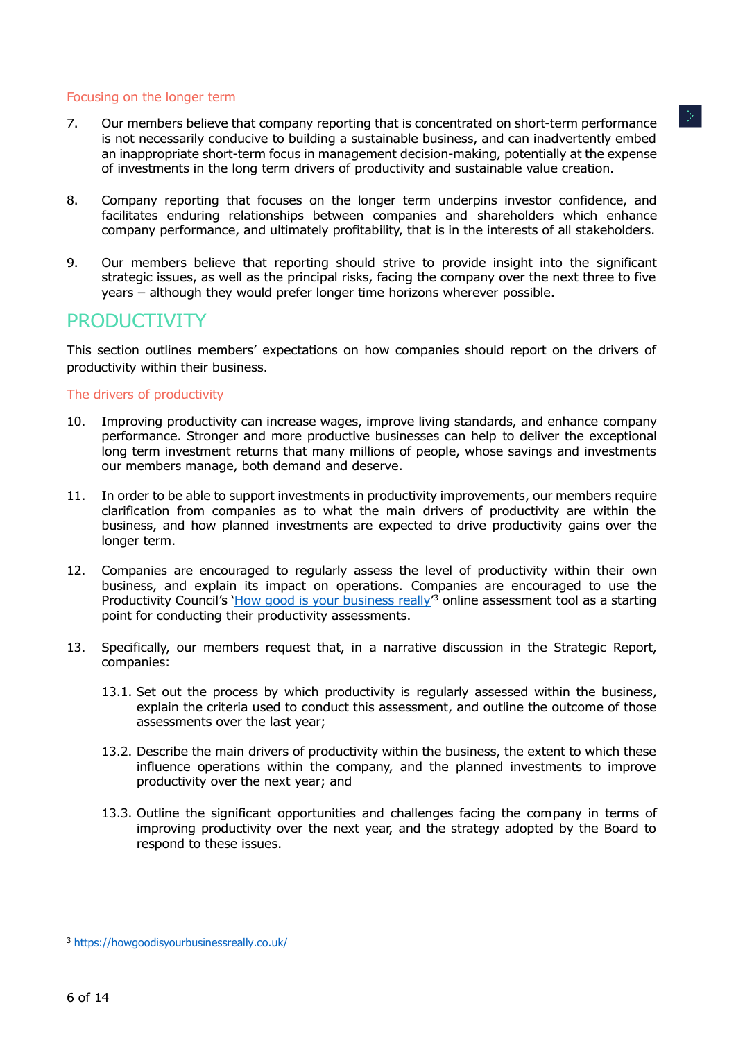### Focusing on the longer term

7. Our members believe that company reporting that is concentrated on short-term performance is not necessarily conducive to building a sustainable business, and can inadvertently embed an inappropriate short-term focus in management decision-making, potentially at the expense of investments in the long term drivers of productivity and sustainable value creation.

8. Company reporting that focuses on the longer term underpins investor confidence, and facilitates enduring relationships between companies and shareholders which enhance company performance, and ultimately profitability, that is in the interests of all stakeholders.

9. Our members believe that reporting should strive to provide insight into the significant strategic issues, as well as the principal risks, facing the company over the next three to five years – although they would prefer longer time horizons wherever possible.

## PRODUCTIVITY

This section outlines members' expectations on how companies should report on the drivers of productivity within their business.

### The drivers of productivity

10. Improving productivity can increase wages, improve living standards, and enhance company performance. Stronger and more productive businesses can help to deliver the exceptional long term investment returns that many millions of people, whose savings and investments our members manage, both demand and deserve.

11. In order to be able to support investments in productivity improvements, our members require clarification from companies as to what the main drivers of productivity are within the business, and how planned investments are expected to drive productivity gains over the longer term.

12. Companies are encouraged to regularly assess the level of productivity within their own business, and explain its impact on operations. Companies are encouraged to use the Productivity Council's '[How good is your business really](https://howgoodisyourbusinessreally.co.uk/)'[3] online assessment tool as a starting point for conducting their productivity assessments.

13. Specifically, our members request that, in a narrative discussion in the Strategic Report, companies:

    13.1. Set out the process by which productivity is regularly assessed within the business, explain the criteria used to conduct this assessment, and outline the outcome of those assessments over the last year;

    13.2. Describe the main drivers of productivity within the business, the extent to which these influence operations within the company, and the planned investments to improve productivity over the next year; and

    13.3. Outline the significant opportunities and challenges facing the company in terms of improving productivity over the next year, and the strategy adopted by the Board to respond to these issues.

---

[3] https://howgoodisyourbusinessreally.co.uk/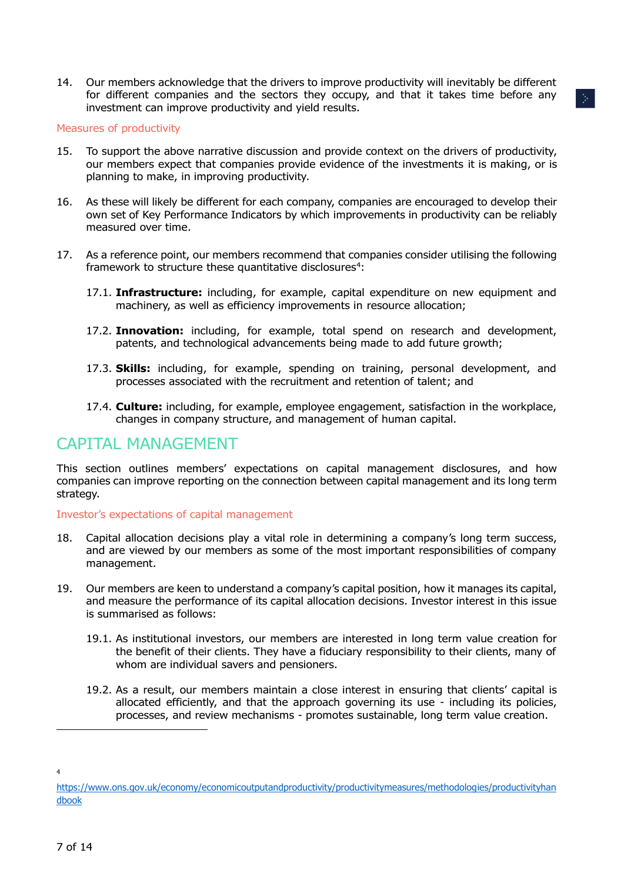14. Our members acknowledge that the drivers to improve productivity will inevitably be different for different companies and the sectors they occupy, and that it takes time before any investment can improve productivity and yield results.

### Measures of productivity

15. To support the above narrative discussion and provide context on the drivers of productivity, our members expect that companies provide evidence of the investments it is making, or is planning to make, in improving productivity.

16. As these will likely be different for each company, companies are encouraged to develop their own set of Key Performance Indicators by which improvements in productivity can be reliably measured over time.

17. As a reference point, our members recommend that companies consider utilising the following framework to structure these quantitative disclosures[4]:

    17.1. **Infrastructure:** including, for example, capital expenditure on new equipment and machinery, as well as efficiency improvements in resource allocation;

    17.2. **Innovation:** including, for example, total spend on research and development, patents, and technological advancements being made to add future growth;

    17.3. **Skills:** including, for example, spending on training, personal development, and processes associated with the recruitment and retention of talent; and

    17.4. **Culture:** including, for example, employee engagement, satisfaction in the workplace, changes in company structure, and management of human capital.

## CAPITAL MANAGEMENT

This section outlines members' expectations on capital management disclosures, and how companies can improve reporting on the connection between capital management and its long term strategy.

### Investor's expectations of capital management

18. Capital allocation decisions play a vital role in determining a company's long term success, and are viewed by our members as some of the most important responsibilities of company management.

19. Our members are keen to understand a company's capital position, how it manages its capital, and measure the performance of its capital allocation decisions. Investor interest in this issue is summarised as follows:

    19.1. As institutional investors, our members are interested in long term value creation for the benefit of their clients. They have a fiduciary responsibility to their clients, many of whom are individual savers and pensioners.

    19.2. As a result, our members maintain a close interest in ensuring that clients' capital is allocated efficiently, and that the approach governing its use - including its policies, processes, and review mechanisms - promotes sustainable, long term value creation.

---

[4] https://www.ons.gov.uk/economy/economicoutputandproductivity/productivitymeasures/methodologies/productivityhandbook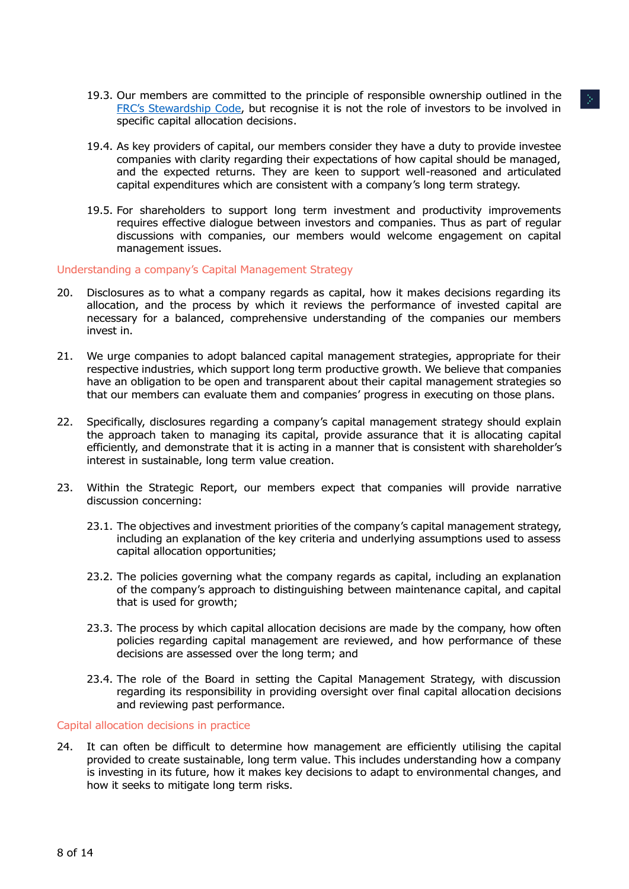19.3. Our members are committed to the principle of responsible ownership outlined in the FRC's Stewardship Code, but recognise it is not the role of investors to be involved in specific capital allocation decisions.

19.4. As key providers of capital, our members consider they have a duty to provide investee companies with clarity regarding their expectations of how capital should be managed, and the expected returns. They are keen to support well-reasoned and articulated capital expenditures which are consistent with a company's long term strategy.

19.5. For shareholders to support long term investment and productivity improvements requires effective dialogue between investors and companies. Thus as part of regular discussions with companies, our members would welcome engagement on capital management issues.

### Understanding a company's Capital Management Strategy

20. Disclosures as to what a company regards as capital, how it makes decisions regarding its allocation, and the process by which it reviews the performance of invested capital are necessary for a balanced, comprehensive understanding of the companies our members invest in.

21. We urge companies to adopt balanced capital management strategies, appropriate for their respective industries, which support long term productive growth. We believe that companies have an obligation to be open and transparent about their capital management strategies so that our members can evaluate them and companies' progress in executing on those plans.

22. Specifically, disclosures regarding a company's capital management strategy should explain the approach taken to managing its capital, provide assurance that it is allocating capital efficiently, and demonstrate that it is acting in a manner that is consistent with shareholder's interest in sustainable, long term value creation.

23. Within the Strategic Report, our members expect that companies will provide narrative discussion concerning:

    23.1. The objectives and investment priorities of the company's capital management strategy, including an explanation of the key criteria and underlying assumptions used to assess capital allocation opportunities;

    23.2. The policies governing what the company regards as capital, including an explanation of the company's approach to distinguishing between maintenance capital, and capital that is used for growth;

    23.3. The process by which capital allocation decisions are made by the company, how often policies regarding capital management are reviewed, and how performance of these decisions are assessed over the long term; and

    23.4. The role of the Board in setting the Capital Management Strategy, with discussion regarding its responsibility in providing oversight over final capital allocation decisions and reviewing past performance.

### Capital allocation decisions in practice

24. It can often be difficult to determine how management are efficiently utilising the capital provided to create sustainable, long term value. This includes understanding how a company is investing in its future, how it makes key decisions to adapt to environmental changes, and how it seeks to mitigate long term risks.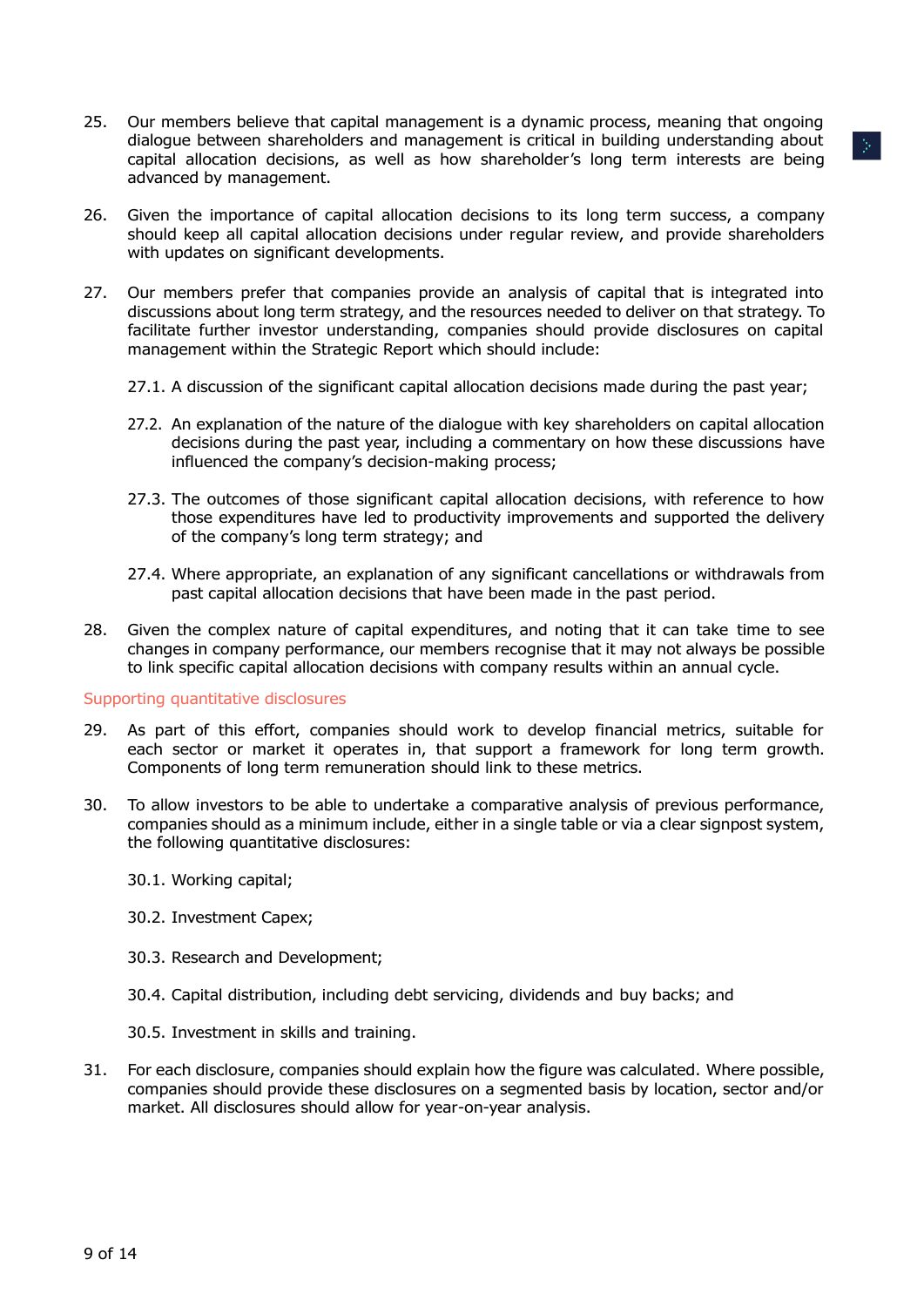25. Our members believe that capital management is a dynamic process, meaning that ongoing dialogue between shareholders and management is critical in building understanding about capital allocation decisions, as well as how shareholder's long term interests are being advanced by management.

26. Given the importance of capital allocation decisions to its long term success, a company should keep all capital allocation decisions under regular review, and provide shareholders with updates on significant developments.

27. Our members prefer that companies provide an analysis of capital that is integrated into discussions about long term strategy, and the resources needed to deliver on that strategy. To facilitate further investor understanding, companies should provide disclosures on capital management within the Strategic Report which should include:

    27.1. A discussion of the significant capital allocation decisions made during the past year;

    27.2. An explanation of the nature of the dialogue with key shareholders on capital allocation decisions during the past year, including a commentary on how these discussions have influenced the company's decision-making process;

    27.3. The outcomes of those significant capital allocation decisions, with reference to how those expenditures have led to productivity improvements and supported the delivery of the company's long term strategy; and

    27.4. Where appropriate, an explanation of any significant cancellations or withdrawals from past capital allocation decisions that have been made in the past period.

28. Given the complex nature of capital expenditures, and noting that it can take time to see changes in company performance, our members recognise that it may not always be possible to link specific capital allocation decisions with company results within an annual cycle.

### Supporting quantitative disclosures

29. As part of this effort, companies should work to develop financial metrics, suitable for each sector or market it operates in, that support a framework for long term growth. Components of long term remuneration should link to these metrics.

30. To allow investors to be able to undertake a comparative analysis of previous performance, companies should as a minimum include, either in a single table or via a clear signpost system, the following quantitative disclosures:

    30.1. Working capital;

    30.2. Investment Capex;

    30.3. Research and Development;

    30.4. Capital distribution, including debt servicing, dividends and buy backs; and

    30.5. Investment in skills and training.

31. For each disclosure, companies should explain how the figure was calculated. Where possible, companies should provide these disclosures on a segmented basis by location, sector and/or market. All disclosures should allow for year-on-year analysis.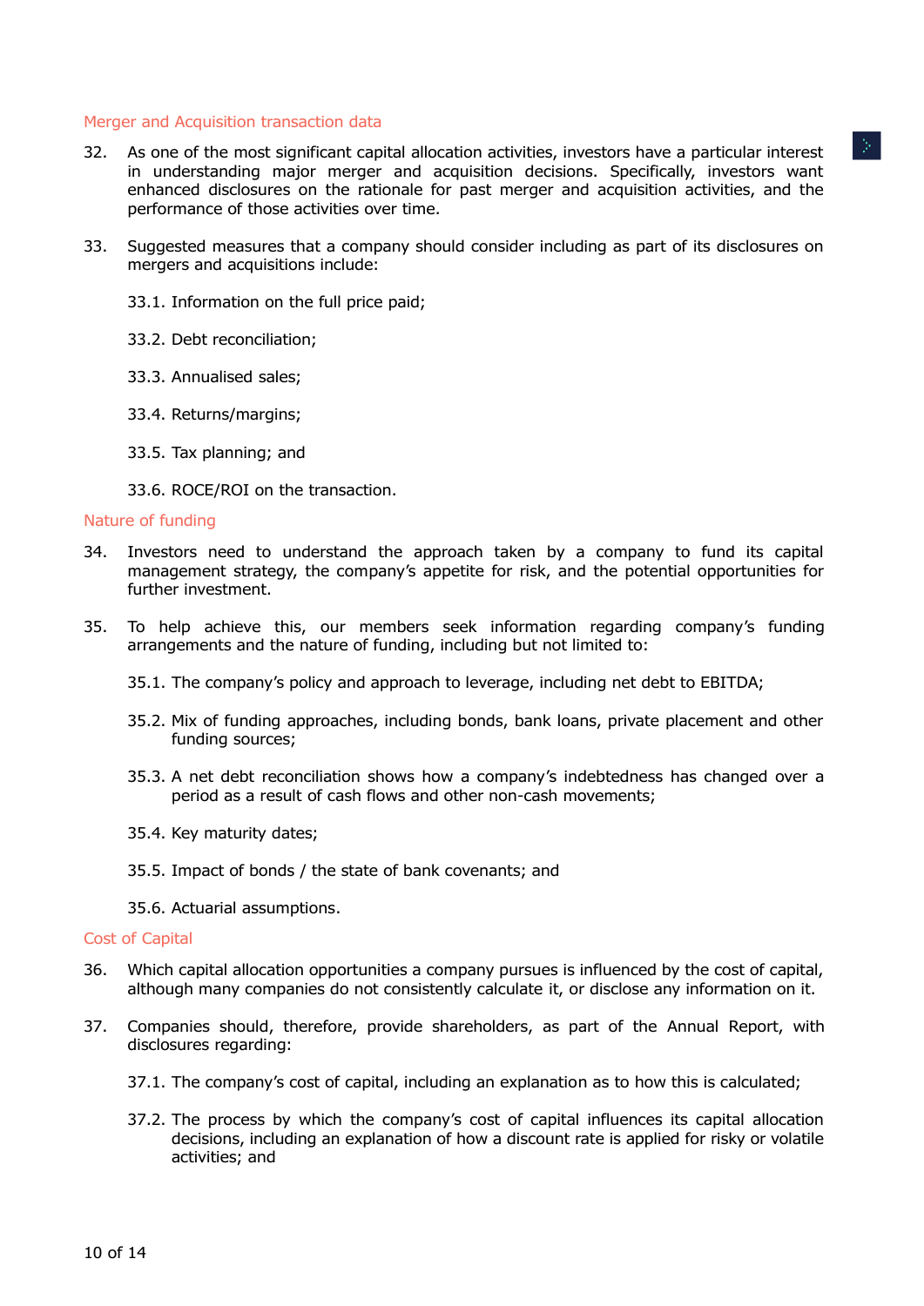## Merger and Acquisition transaction data

32. As one of the most significant capital allocation activities, investors have a particular interest in understanding major merger and acquisition decisions. Specifically, investors want enhanced disclosures on the rationale for past merger and acquisition activities, and the performance of those activities over time.

33. Suggested measures that a company should consider including as part of its disclosures on mergers and acquisitions include:

    33.1. Information on the full price paid;

    33.2. Debt reconciliation;

    33.3. Annualised sales;

    33.4. Returns/margins;

    33.5. Tax planning; and

    33.6. ROCE/ROI on the transaction.

## Nature of funding

34. Investors need to understand the approach taken by a company to fund its capital management strategy, the company's appetite for risk, and the potential opportunities for further investment.

35. To help achieve this, our members seek information regarding company's funding arrangements and the nature of funding, including but not limited to:

    35.1. The company's policy and approach to leverage, including net debt to EBITDA;

    35.2. Mix of funding approaches, including bonds, bank loans, private placement and other funding sources;

    35.3. A net debt reconciliation shows how a company's indebtedness has changed over a period as a result of cash flows and other non-cash movements;

    35.4. Key maturity dates;

    35.5. Impact of bonds / the state of bank covenants; and

    35.6. Actuarial assumptions.

## Cost of Capital

36. Which capital allocation opportunities a company pursues is influenced by the cost of capital, although many companies do not consistently calculate it, or disclose any information on it.

37. Companies should, therefore, provide shareholders, as part of the Annual Report, with disclosures regarding:

    37.1. The company's cost of capital, including an explanation as to how this is calculated;

    37.2. The process by which the company's cost of capital influences its capital allocation decisions, including an explanation of how a discount rate is applied for risky or volatile activities; and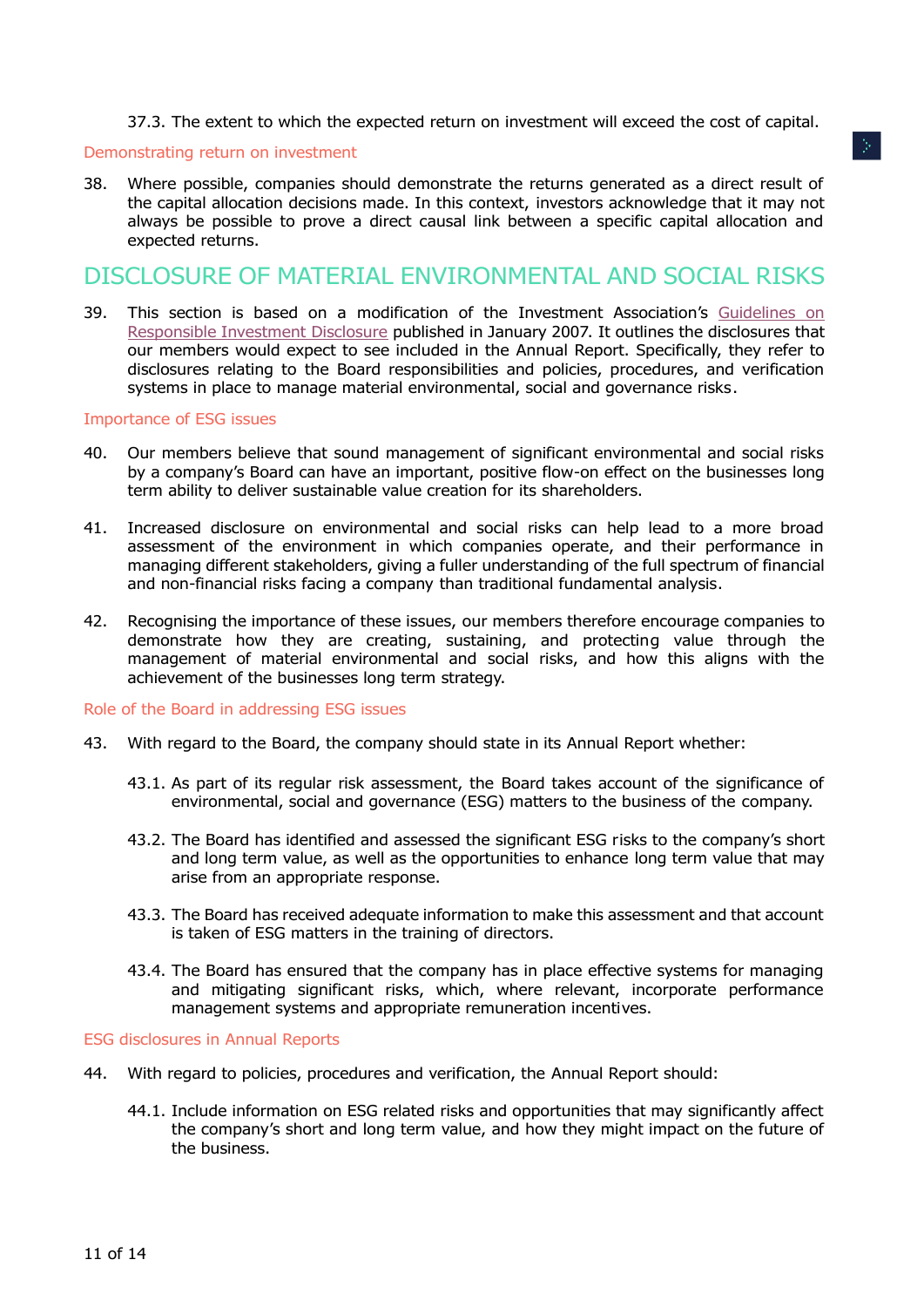37.3. The extent to which the expected return on investment will exceed the cost of capital.

### Demonstrating return on investment

38. Where possible, companies should demonstrate the returns generated as a direct result of the capital allocation decisions made. In this context, investors acknowledge that it may not always be possible to prove a direct causal link between a specific capital allocation and expected returns.

## DISCLOSURE OF MATERIAL ENVIRONMENTAL AND SOCIAL RISKS

39. This section is based on a modification of the Investment Association's Guidelines on Responsible Investment Disclosure published in January 2007. It outlines the disclosures that our members would expect to see included in the Annual Report. Specifically, they refer to disclosures relating to the Board responsibilities and policies, procedures, and verification systems in place to manage material environmental, social and governance risks.

### Importance of ESG issues

40. Our members believe that sound management of significant environmental and social risks by a company's Board can have an important, positive flow-on effect on the businesses long term ability to deliver sustainable value creation for its shareholders.

41. Increased disclosure on environmental and social risks can help lead to a more broad assessment of the environment in which companies operate, and their performance in managing different stakeholders, giving a fuller understanding of the full spectrum of financial and non-financial risks facing a company than traditional fundamental analysis.

42. Recognising the importance of these issues, our members therefore encourage companies to demonstrate how they are creating, sustaining, and protecting value through the management of material environmental and social risks, and how this aligns with the achievement of the businesses long term strategy.

### Role of the Board in addressing ESG issues

43. With regard to the Board, the company should state in its Annual Report whether:

    43.1. As part of its regular risk assessment, the Board takes account of the significance of environmental, social and governance (ESG) matters to the business of the company.

    43.2. The Board has identified and assessed the significant ESG risks to the company's short and long term value, as well as the opportunities to enhance long term value that may arise from an appropriate response.

    43.3. The Board has received adequate information to make this assessment and that account is taken of ESG matters in the training of directors.

    43.4. The Board has ensured that the company has in place effective systems for managing and mitigating significant risks, which, where relevant, incorporate performance management systems and appropriate remuneration incentives.

### ESG disclosures in Annual Reports

44. With regard to policies, procedures and verification, the Annual Report should:

    44.1. Include information on ESG related risks and opportunities that may significantly affect the company's short and long term value, and how they might impact on the future of the business.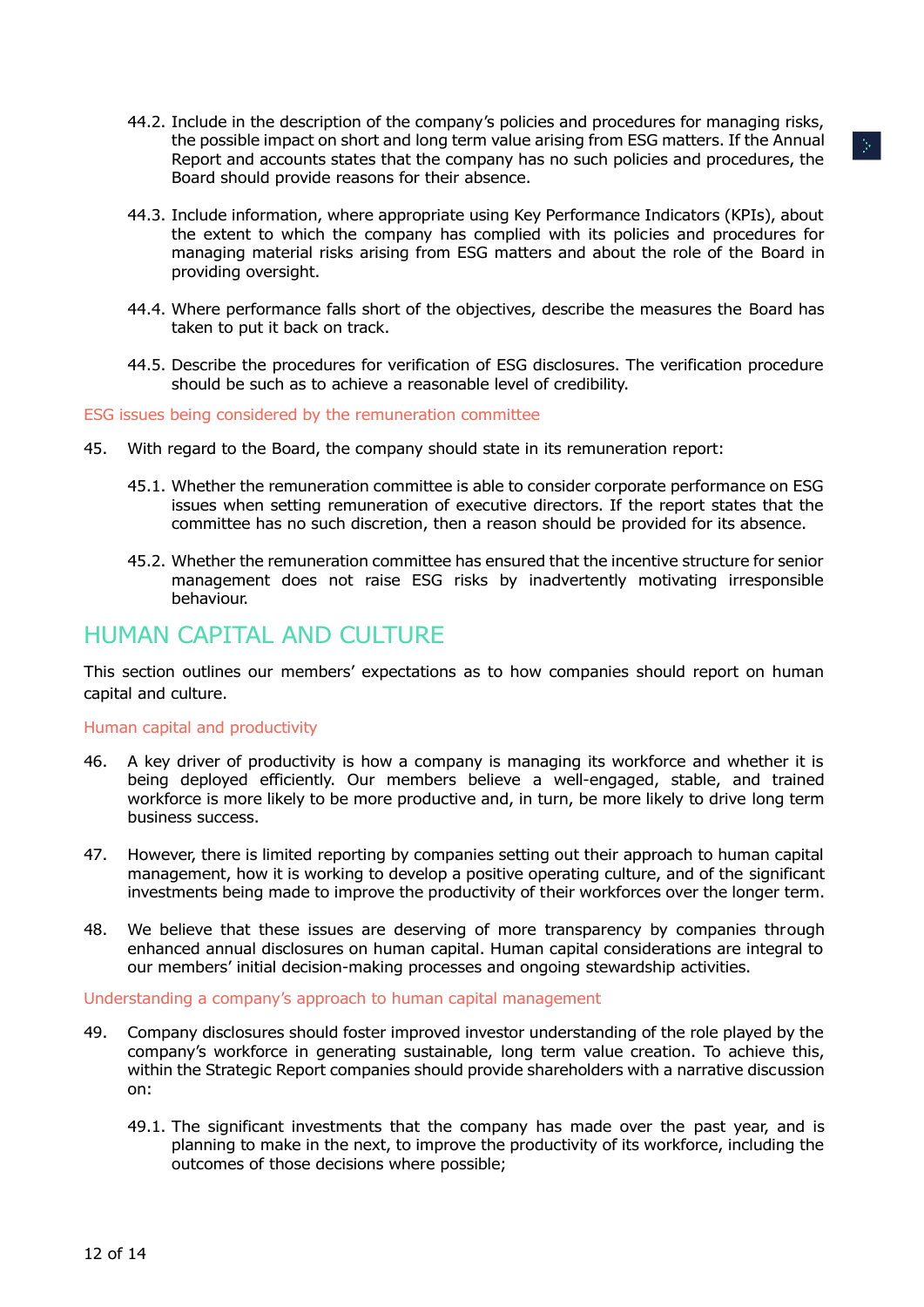44.2. Include in the description of the company's policies and procedures for managing risks, the possible impact on short and long term value arising from ESG matters. If the Annual Report and accounts states that the company has no such policies and procedures, the Board should provide reasons for their absence.

44.3. Include information, where appropriate using Key Performance Indicators (KPIs), about the extent to which the company has complied with its policies and procedures for managing material risks arising from ESG matters and about the role of the Board in providing oversight.

44.4. Where performance falls short of the objectives, describe the measures the Board has taken to put it back on track.

44.5. Describe the procedures for verification of ESG disclosures. The verification procedure should be such as to achieve a reasonable level of credibility.

### ESG issues being considered by the remuneration committee

45. With regard to the Board, the company should state in its remuneration report:

45.1. Whether the remuneration committee is able to consider corporate performance on ESG issues when setting remuneration of executive directors. If the report states that the committee has no such discretion, then a reason should be provided for its absence.

45.2. Whether the remuneration committee has ensured that the incentive structure for senior management does not raise ESG risks by inadvertently motivating irresponsible behaviour.

## HUMAN CAPITAL AND CULTURE

This section outlines our members' expectations as to how companies should report on human capital and culture.

### Human capital and productivity

46. A key driver of productivity is how a company is managing its workforce and whether it is being deployed efficiently. Our members believe a well-engaged, stable, and trained workforce is more likely to be more productive and, in turn, be more likely to drive long term business success.

47. However, there is limited reporting by companies setting out their approach to human capital management, how it is working to develop a positive operating culture, and of the significant investments being made to improve the productivity of their workforces over the longer term.

48. We believe that these issues are deserving of more transparency by companies through enhanced annual disclosures on human capital. Human capital considerations are integral to our members' initial decision-making processes and ongoing stewardship activities.

### Understanding a company's approach to human capital management

49. Company disclosures should foster improved investor understanding of the role played by the company's workforce in generating sustainable, long term value creation. To achieve this, within the Strategic Report companies should provide shareholders with a narrative discussion on:

49.1. The significant investments that the company has made over the past year, and is planning to make in the next, to improve the productivity of its workforce, including the outcomes of those decisions where possible;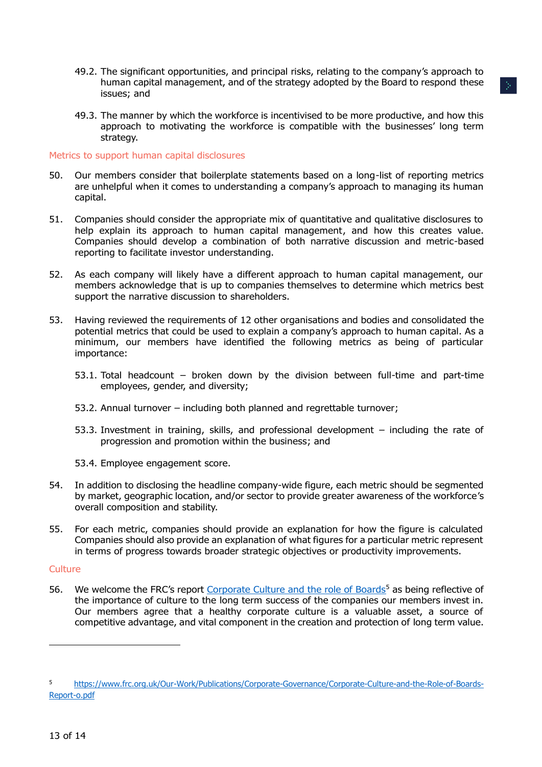49.2. The significant opportunities, and principal risks, relating to the company's approach to human capital management, and of the strategy adopted by the Board to respond these issues; and

49.3. The manner by which the workforce is incentivised to be more productive, and how this approach to motivating the workforce is compatible with the businesses' long term strategy.

### Metrics to support human capital disclosures

50. Our members consider that boilerplate statements based on a long-list of reporting metrics are unhelpful when it comes to understanding a company's approach to managing its human capital.

51. Companies should consider the appropriate mix of quantitative and qualitative disclosures to help explain its approach to human capital management, and how this creates value. Companies should develop a combination of both narrative discussion and metric-based reporting to facilitate investor understanding.

52. As each company will likely have a different approach to human capital management, our members acknowledge that is up to companies themselves to determine which metrics best support the narrative discussion to shareholders.

53. Having reviewed the requirements of 12 other organisations and bodies and consolidated the potential metrics that could be used to explain a company's approach to human capital. As a minimum, our members have identified the following metrics as being of particular importance:

    53.1. Total headcount – broken down by the division between full-time and part-time employees, gender, and diversity;

    53.2. Annual turnover – including both planned and regrettable turnover;

    53.3. Investment in training, skills, and professional development – including the rate of progression and promotion within the business; and

    53.4. Employee engagement score.

54. In addition to disclosing the headline company-wide figure, each metric should be segmented by market, geographic location, and/or sector to provide greater awareness of the workforce's overall composition and stability.

55. For each metric, companies should provide an explanation for how the figure is calculated Companies should also provide an explanation of what figures for a particular metric represent in terms of progress towards broader strategic objectives or productivity improvements.

### Culture

56. We welcome the FRC's report [Corporate Culture and the role of Boards](https://www.frc.org.uk/Our-Work/Publications/Corporate-Governance/Corporate-Culture-and-the-Role-of-Boards-Report-o.pdf)[5] as being reflective of the importance of culture to the long term success of the companies our members invest in. Our members agree that a healthy corporate culture is a valuable asset, a source of competitive advantage, and vital component in the creation and protection of long term value.

---

[5] https://www.frc.org.uk/Our-Work/Publications/Corporate-Governance/Corporate-Culture-and-the-Role-of-Boards-Report-o.pdf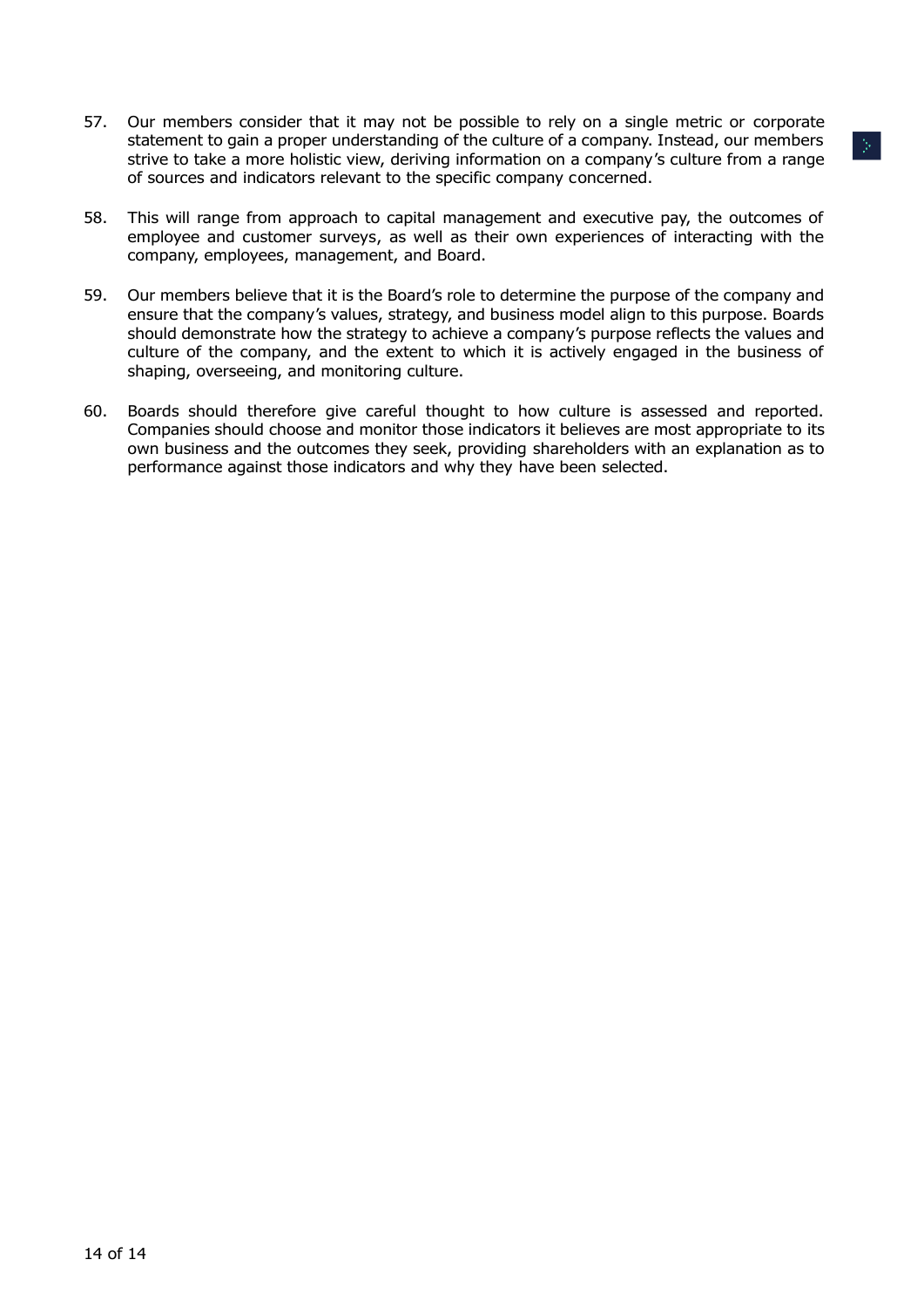57. Our members consider that it may not be possible to rely on a single metric or corporate statement to gain a proper understanding of the culture of a company. Instead, our members strive to take a more holistic view, deriving information on a company's culture from a range of sources and indicators relevant to the specific company concerned.

58. This will range from approach to capital management and executive pay, the outcomes of employee and customer surveys, as well as their own experiences of interacting with the company, employees, management, and Board.

59. Our members believe that it is the Board's role to determine the purpose of the company and ensure that the company's values, strategy, and business model align to this purpose. Boards should demonstrate how the strategy to achieve a company's purpose reflects the values and culture of the company, and the extent to which it is actively engaged in the business of shaping, overseeing, and monitoring culture.

60. Boards should therefore give careful thought to how culture is assessed and reported. Companies should choose and monitor those indicators it believes are most appropriate to its own business and the outcomes they seek, providing shareholders with an explanation as to performance against those indicators and why they have been selected.